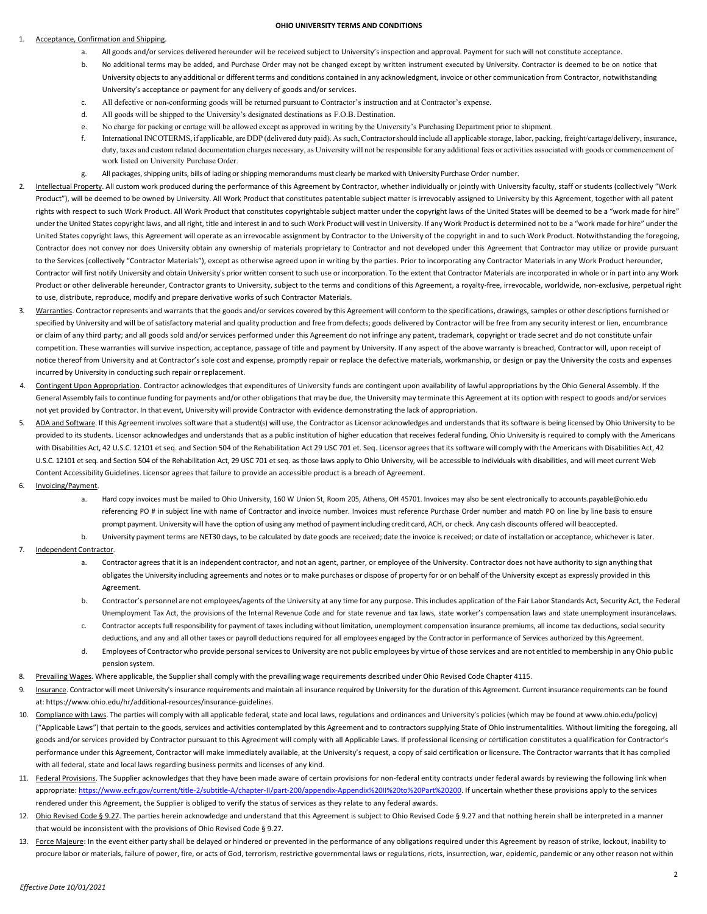# OHIO UNIVERSITY TERMS AND CONDITIONS

1. Acceptance, Confirmation and Shipping.
    a. All goods and/or services delivered hereunder will be received subject to University's inspection and approval. Payment for such will not constitute acceptance.
    b. No additional terms may be added, and Purchase Order may not be changed except by written instrument executed by University. Contractor is deemed to be on notice that University objects to any additional or different terms and conditions contained in any acknowledgment, invoice or other communication from Contractor, notwithstanding University's acceptance or payment for any delivery of goods and/or services.
    c. All defective or non-conforming goods will be returned pursuant to Contractor's instruction and at Contractor's expense.
    d. All goods will be shipped to the University's designated destinations as F.O.B. Destination.
    e. No charge for packing or cartage will be allowed except as approved in writing by the University's Purchasing Department prior to shipment.
    f. International INCOTERMS, if applicable, are DDP (delivered duty paid). As such, Contractor should include all applicable storage, labor, packing, freight/cartage/delivery, insurance, duty, taxes and custom related documentation charges necessary, as University will not be responsible for any additional fees or activities associated with goods or commencement of work listed on University Purchase Order.
    g. All packages, shipping units, bills of lading or shipping memorandums must clearly be marked with University Purchase Order number.
2. Intellectual Property. All custom work produced during the performance of this Agreement by Contractor, whether individually or jointly with University faculty, staff or students (collectively "Work Product"), will be deemed to be owned by University. All Work Product that constitutes patentable subject matter is irrevocably assigned to University by this Agreement, together with all patent rights with respect to such Work Product. All Work Product that constitutes copyrightable subject matter under the copyright laws of the United States will be deemed to be a "work made for hire" under the United States copyright laws, and all right, title and interest in and to such Work Product will vest in University. If any Work Product is determined not to be a "work made for hire" under the United States copyright laws, this Agreement will operate as an irrevocable assignment by Contractor to the University of the copyright in and to such Work Product. Notwithstanding the foregoing, Contractor does not convey nor does University obtain any ownership of materials proprietary to Contractor and not developed under this Agreement that Contractor may utilize or provide pursuant to the Services (collectively "Contractor Materials"), except as otherwise agreed upon in writing by the parties. Prior to incorporating any Contractor Materials in any Work Product hereunder, Contractor will first notify University and obtain University's prior written consent to such use or incorporation. To the extent that Contractor Materials are incorporated in whole or in part into any Work Product or other deliverable hereunder, Contractor grants to University, subject to the terms and conditions of this Agreement, a royalty-free, irrevocable, worldwide, non-exclusive, perpetual right to use, distribute, reproduce, modify and prepare derivative works of such Contractor Materials.
3. Warranties. Contractor represents and warrants that the goods and/or services covered by this Agreement will conform to the specifications, drawings, samples or other descriptions furnished or specified by University and will be of satisfactory material and quality production and free from defects; goods delivered by Contractor will be free from any security interest or lien, encumbrance or claim of any third party; and all goods sold and/or services performed under this Agreement do not infringe any patent, trademark, copyright or trade secret and do not constitute unfair competition. These warranties will survive inspection, acceptance, passage of title and payment by University. If any aspect of the above warranty is breached, Contractor will, upon receipt of notice thereof from University and at Contractor's sole cost and expense, promptly repair or replace the defective materials, workmanship, or design or pay the University the costs and expenses incurred by University in conducting such repair or replacement.
4. Contingent Upon Appropriation. Contractor acknowledges that expenditures of University funds are contingent upon availability of lawful appropriations by the Ohio General Assembly. If the General Assembly fails to continue funding for payments and/or other obligations that may be due, the University may terminate this Agreement at its option with respect to goods and/or services not yet provided by Contractor. In that event, University will provide Contractor with evidence demonstrating the lack of appropriation.
5. ADA and Software. If this Agreement involves software that a student(s) will use, the Contractor as Licensor acknowledges and understands that its software is being licensed by Ohio University to be provided to its students. Licensor acknowledges and understands that as a public institution of higher education that receives federal funding, Ohio University is required to comply with the Americans with Disabilities Act, 42 U.S.C. 12101 et seq. and Section 504 of the Rehabilitation Act 29 USC 701 et. Seq. Licensor agrees that its software will comply with the Americans with Disabilities Act, 42 U.S.C. 12101 et seq. and Section 504 of the Rehabilitation Act, 29 USC 701 et seq. as those laws apply to Ohio University, will be accessible to individuals with disabilities, and will meet current Web Content Accessibility Guidelines. Licensor agrees that failure to provide an accessible product is a breach of Agreement.
6. Invoicing/Payment.
    a. Hard copy invoices must be mailed to Ohio University, 160 W Union St, Room 205, Athens, OH 45701. Invoices may also be sent electronically to accounts.payable@ohio.edu referencing PO # in subject line with name of Contractor and invoice number. Invoices must reference Purchase Order number and match PO on line by line basis to ensure prompt payment. University will have the option of using any method of payment including credit card, ACH, or check. Any cash discounts offered will beaccepted.
    b. University payment terms are NET30 days, to be calculated by date goods are received; date the invoice is received; or date of installation or acceptance, whichever is later.
7. Independent Contractor.
    a. Contractor agrees that it is an independent contractor, and not an agent, partner, or employee of the University. Contractor does not have authority to sign anything that obligates the University including agreements and notes or to make purchases or dispose of property for or on behalf of the University except as expressly provided in this Agreement.
    b. Contractor's personnel are not employees/agents of the University at any time for any purpose. This includes application of the Fair Labor Standards Act, Security Act, the Federal Unemployment Tax Act, the provisions of the Internal Revenue Code and for state revenue and tax laws, state worker's compensation laws and state unemployment insurancelaws.
    c. Contractor accepts full responsibility for payment of taxes including without limitation, unemployment compensation insurance premiums, all income tax deductions, social security deductions, and any and all other taxes or payroll deductions required for all employees engaged by the Contractor in performance of Services authorized by this Agreement.
    d. Employees of Contractor who provide personal services to University are not public employees by virtue of those services and are not entitled to membership in any Ohio public pension system.
8. Prevailing Wages. Where applicable, the Supplier shall comply with the prevailing wage requirements described under Ohio Revised Code Chapter 4115.
9. Insurance. Contractor will meet University's insurance requirements and maintain all insurance required by University for the duration of this Agreement. Current insurance requirements can be found at: https://www.ohio.edu/hr/additional-resources/insurance-guidelines.
10. Compliance with Laws. The parties will comply with all applicable federal, state and local laws, regulations and ordinances and University's policies (which may be found at www.ohio.edu/policy) ("Applicable Laws") that pertain to the goods, services and activities contemplated by this Agreement and to contractors supplying State of Ohio instrumentalities. Without limiting the foregoing, all goods and/or services provided by Contractor pursuant to this Agreement will comply with all Applicable Laws. If professional licensing or certification constitutes a qualification for Contractor's performance under this Agreement, Contractor will make immediately available, at the University's request, a copy of said certification or licensure. The Contractor warrants that it has complied with all federal, state and local laws regarding business permits and licenses of any kind.
11. Federal Provisions. The Supplier acknowledges that they have been made aware of certain provisions for non-federal entity contracts under federal awards by reviewing the following link when appropriate: https://www.ecfr.gov/current/title-2/subtitle-A/chapter-II/part-200/appendix-Appendix%20II%20to%20Part%20200. If uncertain whether these provisions apply to the services rendered under this Agreement, the Supplier is obliged to verify the status of services as they relate to any federal awards.
12. Ohio Revised Code § 9.27. The parties herein acknowledge and understand that this Agreement is subject to Ohio Revised Code § 9.27 and that nothing herein shall be interpreted in a manner that would be inconsistent with the provisions of Ohio Revised Code § 9.27.
13. Force Majeure: In the event either party shall be delayed or hindered or prevented in the performance of any obligations required under this Agreement by reason of strike, lockout, inability to procure labor or materials, failure of power, fire, or acts of God, terrorism, restrictive governmental laws or regulations, riots, insurrection, war, epidemic, pandemic or any other reason not within

*Effective Date 10/01/2021*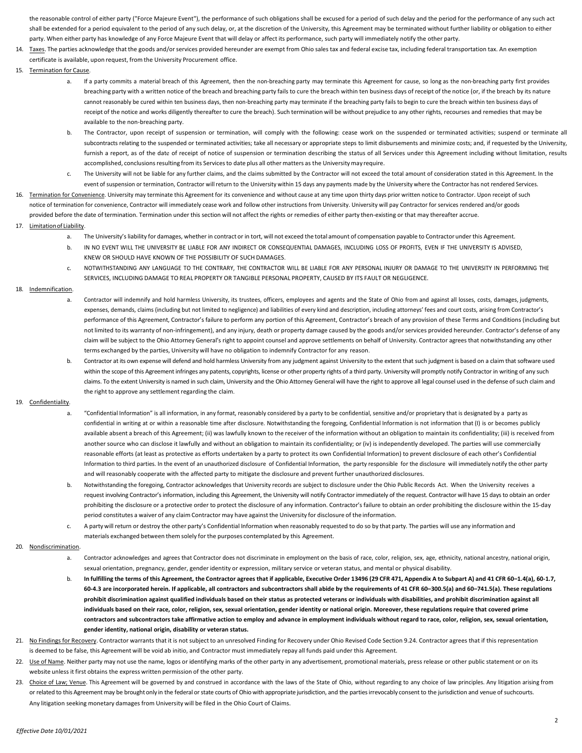the reasonable control of either party ("Force Majeure Event"), the performance of such obligations shall be excused for a period of such delay and the period for the performance of any such act shall be extended for a period equivalent to the period of any such delay, or, at the discretion of the University, this Agreement may be terminated without further liability or obligation to either party. When either party has knowledge of any Force Majeure Event that will delay or affect its performance, such party will immediately notify the other party.

14. Taxes. The parties acknowledge that the goods and/or services provided hereunder are exempt from Ohio sales tax and federal excise tax, including federal transportation tax. An exemption certificate is available, upon request, from the University Procurement office.

15. Termination for Cause.
    a. If a party commits a material breach of this Agreement, then the non-breaching party may terminate this Agreement for cause, so long as the non-breaching party first provides breaching party with a written notice of the breach and breaching party fails to cure the breach within ten business days of receipt of the notice (or, if the breach by its nature cannot reasonably be cured within ten business days, then non-breaching party may terminate if the breaching party fails to begin to cure the breach within ten business days of receipt of the notice and works diligently thereafter to cure the breach). Such termination will be without prejudice to any other rights, recourses and remedies that may be available to the non-breaching party.
    b. The Contractor, upon receipt of suspension or termination, will comply with the following: cease work on the suspended or terminated activities; suspend or terminate all subcontracts relating to the suspended or terminated activities; take all necessary or appropriate steps to limit disbursements and minimize costs; and, if requested by the University, furnish a report, as of the date of receipt of notice of suspension or termination describing the status of all Services under this Agreement including without limitation, results accomplished, conclusions resulting from its Services to date plus all other matters as the University may require.
    c. The University will not be liable for any further claims, and the claims submitted by the Contractor will not exceed the total amount of consideration stated in this Agreement. In the event of suspension or termination, Contractor will return to the University within 15 days any payments made by the University where the Contractor has not rendered Services.

16. Termination for Convenience. University may terminate this Agreement for its convenience and without cause at any time upon thirty days prior written notice to Contractor. Upon receipt of such notice of termination for convenience, Contractor will immediately cease work and follow other instructions from University. University will pay Contractor for services rendered and/or goods provided before the date of termination. Termination under this section will not affect the rights or remedies of either party then-existing or that may thereafter accrue.

17. Limitation of Liability.
    a. The University's liability for damages, whether in contract or in tort, will not exceed the total amount of compensation payable to Contractor under this Agreement.
    b. IN NO EVENT WILL THE UNIVERSITY BE LIABLE FOR ANY INDIRECT OR CONSEQUENTIAL DAMAGES, INCLUDING LOSS OF PROFITS, EVEN IF THE UNIVERSITY IS ADVISED, KNEW OR SHOULD HAVE KNOWN OF THE POSSIBILITY OF SUCH DAMAGES.
    c. NOTWITHSTANDING ANY LANGUAGE TO THE CONTRARY, THE CONTRACTOR WILL BE LIABLE FOR ANY PERSONAL INJURY OR DAMAGE TO THE UNIVERSITY IN PERFORMING THE SERVICES, INCLUDING DAMAGE TO REAL PROPERTY OR TANGIBLE PERSONAL PROPERTY, CAUSED BY ITS FAULT OR NEGLIGENCE.

18. Indemnification.
    a. Contractor will indemnify and hold harmless University, its trustees, officers, employees and agents and the State of Ohio from and against all losses, costs, damages, judgments, expenses, demands, claims (including but not limited to negligence) and liabilities of every kind and description, including attorneys' fees and court costs, arising from Contractor's performance of this Agreement, Contractor's failure to perform any portion of this Agreement, Contractor's breach of any provision of these Terms and Conditions (including but not limited to its warranty of non-infringement), and any injury, death or property damage caused by the goods and/or services provided hereunder. Contractor's defense of any claim will be subject to the Ohio Attorney General's right to appoint counsel and approve settlements on behalf of University. Contractor agrees that notwithstanding any other terms exchanged by the parties, University will have no obligation to indemnify Contractor for any reason.
    b. Contractor at its own expense will defend and hold harmless University from any judgment against University to the extent that such judgment is based on a claim that software used within the scope of this Agreement infringes any patents, copyrights, license or other property rights of a third party. University will promptly notify Contractor in writing of any such claims. To the extent University is named in such claim, University and the Ohio Attorney General will have the right to approve all legal counsel used in the defense of such claim and the right to approve any settlement regarding the claim.

19. Confidentiality.
    a. "Confidential Information" is all information, in any format, reasonably considered by a party to be confidential, sensitive and/or proprietary that is designated by a party as confidential in writing at or within a reasonable time after disclosure. Notwithstanding the foregoing, Confidential Information is not information that (I) is or becomes publicly available absent a breach of this Agreement; (ii) was lawfully known to the receiver of the information without an obligation to maintain its confidentiality; (iii) is received from another source who can disclose it lawfully and without an obligation to maintain its confidentiality; or (iv) is independently developed. The parties will use commercially reasonable efforts (at least as protective as efforts undertaken by a party to protect its own Confidential Information) to prevent disclosure of each other's Confidential Information to third parties. In the event of an unauthorized disclosure of Confidential Information, the party responsible for the disclosure will immediately notify the other party and will reasonably cooperate with the affected party to mitigate the disclosure and prevent further unauthorized disclosures.
    b. Notwithstanding the foregoing, Contractor acknowledges that University records are subject to disclosure under the Ohio Public Records Act. When the University receives a request involving Contractor's information, including this Agreement, the University will notify Contractor immediately of the request. Contractor will have 15 days to obtain an order prohibiting the disclosure or a protective order to protect the disclosure of any information. Contractor's failure to obtain an order prohibiting the disclosure within the 15-day period constitutes a waiver of any claim Contractor may have against the University for disclosure of the information.
    c. A party will return or destroy the other party's Confidential Information when reasonably requested to do so by that party. The parties will use any information and materials exchanged between them solely for the purposes contemplated by this Agreement.

20. Nondiscrimination.
    a. Contractor acknowledges and agrees that Contractor does not discriminate in employment on the basis of race, color, religion, sex, age, ethnicity, national ancestry, national origin, sexual orientation, pregnancy, gender, gender identity or expression, military service or veteran status, and mental or physical disability.
    b. **In fulfilling the terms of this Agreement, the Contractor agrees that if applicable, Executive Order 13496 (29 CFR 471, Appendix A to Subpart A) and 41 CFR 60–1.4(a), 60-1.7, 60-4.3 are incorporated herein. If applicable, all contractors and subcontractors shall abide by the requirements of 41 CFR 60–300.5(a) and 60–741.5(a). These regulations prohibit discrimination against qualified individuals based on their status as protected veterans or individuals with disabilities, and prohibit discrimination against all individuals based on their race, color, religion, sex, sexual orientation, gender identity or national origin. Moreover, these regulations require that covered prime contractors and subcontractors take affirmative action to employ and advance in employment individuals without regard to race, color, religion, sex, sexual orientation, gender identity, national origin, disability or veteran status.**

21. No Findings for Recovery. Contractor warrants that it is not subject to an unresolved Finding for Recovery under Ohio Revised Code Section 9.24. Contractor agrees that if this representation is deemed to be false, this Agreement will be void ab initio, and Contractor must immediately repay all funds paid under this Agreement.

22. Use of Name. Neither party may not use the name, logos or identifying marks of the other party in any advertisement, promotional materials, press release or other public statement or on its website unless it first obtains the express written permission of the other party.

23. Choice of Law; Venue. This Agreement will be governed by and construed in accordance with the laws of the State of Ohio, without regarding to any choice of law principles. Any litigation arising from or related to this Agreement may be brought only in the federal or state courts of Ohio with appropriate jurisdiction, and the parties irrevocably consent to the jurisdiction and venue of suchcourts. Any litigation seeking monetary damages from University will be filed in the Ohio Court of Claims.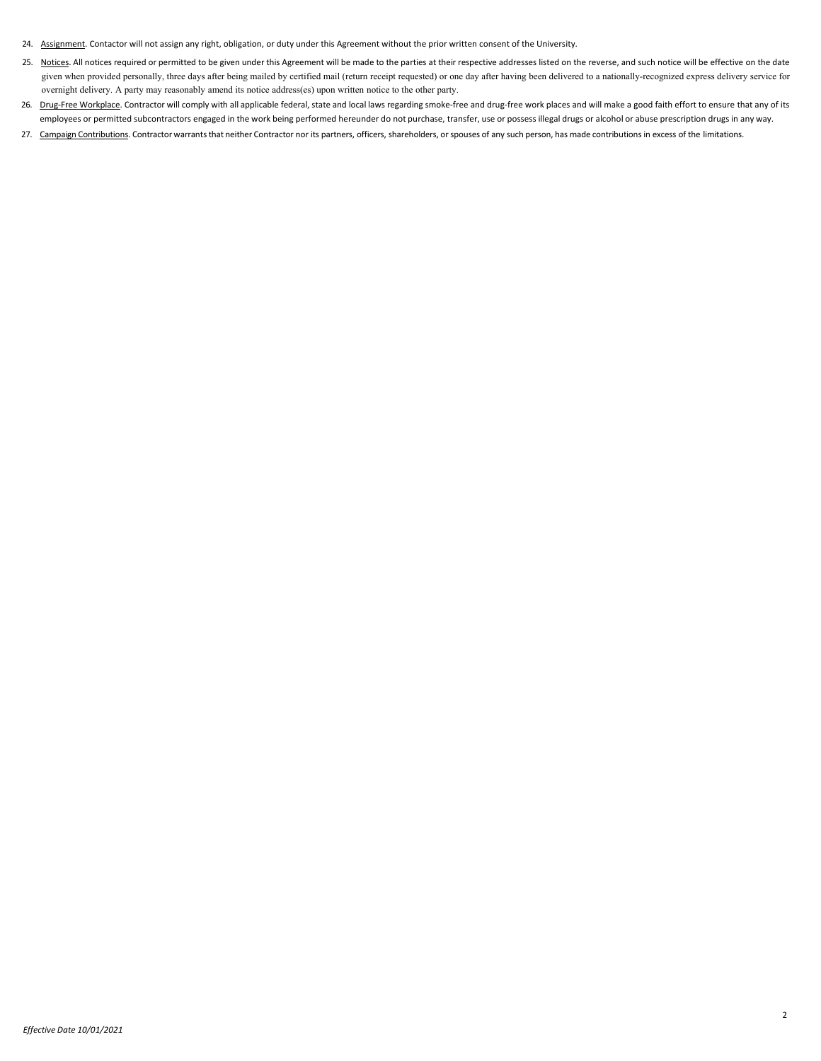24. Assignment. Contactor will not assign any right, obligation, or duty under this Agreement without the prior written consent of the University.

25. Notices. All notices required or permitted to be given under this Agreement will be made to the parties at their respective addresses listed on the reverse, and such notice will be effective on the date given when provided personally, three days after being mailed by certified mail (return receipt requested) or one day after having been delivered to a nationally-recognized express delivery service for overnight delivery. A party may reasonably amend its notice address(es) upon written notice to the other party.

26. Drug-Free Workplace. Contractor will comply with all applicable federal, state and local laws regarding smoke-free and drug-free work places and will make a good faith effort to ensure that any of its employees or permitted subcontractors engaged in the work being performed hereunder do not purchase, transfer, use or possess illegal drugs or alcohol or abuse prescription drugs in any way.

27. Campaign Contributions. Contractor warrants that neither Contractor nor its partners, officers, shareholders, or spouses of any such person, has made contributions in excess of the limitations.

*Effective Date 10/01/2021*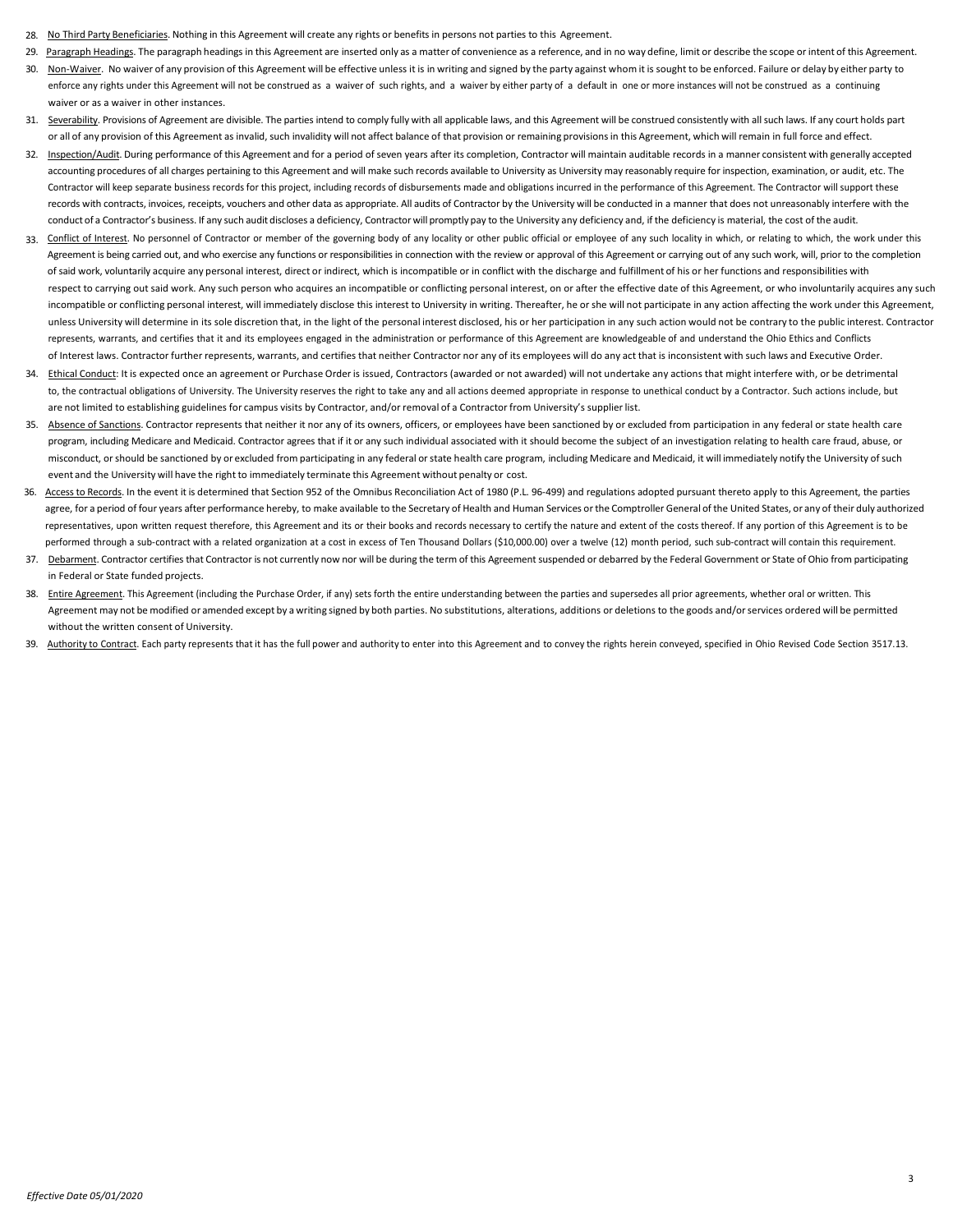28. <u>No Third Party Beneficiaries</u>. Nothing in this Agreement will create any rights or benefits in persons not parties to this Agreement.
29. <u>Paragraph Headings</u>. The paragraph headings in this Agreement are inserted only as a matter of convenience as a reference, and in no way define, limit or describe the scope or intent of this Agreement.
30. <u>Non-Waiver</u>. No waiver of any provision of this Agreement will be effective unless it is in writing and signed by the party against whom it is sought to be enforced. Failure or delay by either party to enforce any rights under this Agreement will not be construed as a waiver of such rights, and a waiver by either party of a default in one or more instances will not be construed as a continuing waiver or as a waiver in other instances.
31. <u>Severability</u>. Provisions of Agreement are divisible. The parties intend to comply fully with all applicable laws, and this Agreement will be construed consistently with all such laws. If any court holds part or all of any provision of this Agreement as invalid, such invalidity will not affect balance of that provision or remaining provisions in this Agreement, which will remain in full force and effect.
32. <u>Inspection/Audit</u>. During performance of this Agreement and for a period of seven years after its completion, Contractor will maintain auditable records in a manner consistent with generally accepted accounting procedures of all charges pertaining to this Agreement and will make such records available to University as University may reasonably require for inspection, examination, or audit, etc. The Contractor will keep separate business records for this project, including records of disbursements made and obligations incurred in the performance of this Agreement. The Contractor will support these records with contracts, invoices, receipts, vouchers and other data as appropriate. All audits of Contractor by the University will be conducted in a manner that does not unreasonably interfere with the conduct of a Contractor's business. If any such audit discloses a deficiency, Contractor will promptly pay to the University any deficiency and, if the deficiency is material, the cost of the audit.
33. <u>Conflict of Interest</u>. No personnel of Contractor or member of the governing body of any locality or other public official or employee of any such locality in which, or relating to which, the work under this Agreement is being carried out, and who exercise any functions or responsibilities in connection with the review or approval of this Agreement or carrying out of any such work, will, prior to the completion of said work, voluntarily acquire any personal interest, direct or indirect, which is incompatible or in conflict with the discharge and fulfillment of his or her functions and responsibilities with respect to carrying out said work. Any such person who acquires an incompatible or conflicting personal interest, on or after the effective date of this Agreement, or who involuntarily acquires any such incompatible or conflicting personal interest, will immediately disclose this interest to University in writing. Thereafter, he or she will not participate in any action affecting the work under this Agreement, unless University will determine in its sole discretion that, in the light of the personal interest disclosed, his or her participation in any such action would not be contrary to the public interest. Contractor represents, warrants, and certifies that it and its employees engaged in the administration or performance of this Agreement are knowledgeable of and understand the Ohio Ethics and Conflicts of Interest laws. Contractor further represents, warrants, and certifies that neither Contractor nor any of its employees will do any act that is inconsistent with such laws and Executive Order.
34. <u>Ethical Conduct</u>: It is expected once an agreement or Purchase Order is issued, Contractors (awarded or not awarded) will not undertake any actions that might interfere with, or be detrimental to, the contractual obligations of University. The University reserves the right to take any and all actions deemed appropriate in response to unethical conduct by a Contractor. Such actions include, but are not limited to establishing guidelines for campus visits by Contractor, and/or removal of a Contractor from University's supplier list.
35. <u>Absence of Sanctions</u>. Contractor represents that neither it nor any of its owners, officers, or employees have been sanctioned by or excluded from participation in any federal or state health care program, including Medicare and Medicaid. Contractor agrees that if it or any such individual associated with it should become the subject of an investigation relating to health care fraud, abuse, or misconduct, or should be sanctioned by or excluded from participating in any federal or state health care program, including Medicare and Medicaid, it will immediately notify the University of such event and the University will have the right to immediately terminate this Agreement without penalty or cost.
36. <u>Access to Records</u>. In the event it is determined that Section 952 of the Omnibus Reconciliation Act of 1980 (P.L. 96-499) and regulations adopted pursuant thereto apply to this Agreement, the parties agree, for a period of four years after performance hereby, to make available to the Secretary of Health and Human Services or the Comptroller General of the United States, or any of their duly authorized representatives, upon written request therefore, this Agreement and its or their books and records necessary to certify the nature and extent of the costs thereof. If any portion of this Agreement is to be performed through a sub-contract with a related organization at a cost in excess of Ten Thousand Dollars ($10,000.00) over a twelve (12) month period, such sub-contract will contain this requirement.
37. <u>Debarment</u>. Contractor certifies that Contractor is not currently now nor will be during the term of this Agreement suspended or debarred by the Federal Government or State of Ohio from participating in Federal or State funded projects.
38. <u>Entire Agreement</u>. This Agreement (including the Purchase Order, if any) sets forth the entire understanding between the parties and supersedes all prior agreements, whether oral or written. This Agreement may not be modified or amended except by a writing signed by both parties. No substitutions, alterations, additions or deletions to the goods and/or services ordered will be permitted without the written consent of University.
39. <u>Authority to Contract</u>. Each party represents that it has the full power and authority to enter into this Agreement and to convey the rights herein conveyed, specified in Ohio Revised Code Section 3517.13.

*Effective Date 05/01/2020*